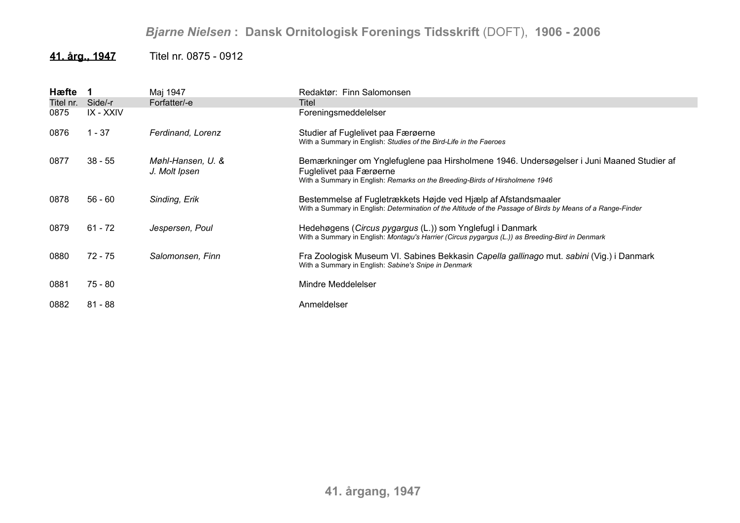# *Bjarne Nielsen* : Dansk Ornitologisk Forenings Tidsskrift (DOFT), 1906 - 2006

**41. årg., 1947** Titel nr. 0875 - 0912

**Hæfte 1** Maj 1947 Redaktør: Finn Salomonsen

| Titel nr. | Side/-r | Forfatter/-e | Titel |
|---|---|---|---|
| 0875 | IX - XXIV | | Foreningsmeddelelser |
| 0876 | 1 - 37 | *Ferdinand, Lorenz* | Studier af Fuglelivet paa Færøerne<br>With a Summary in English: *Studies of the Bird-Life in the Faeroes* |
| 0877 | 38 - 55 | *Møhl-Hansen, U. &<br>J. Molt Ipsen* | Bemærkninger om Ynglefuglene paa Hirsholmene 1946. Undersøgelser i Juni Maaned Studier af Fuglelivet paa Færøerne<br>With a Summary in English: *Remarks on the Breeding-Birds of Hirsholmene 1946* |
| 0878 | 56 - 60 | *Sinding, Erik* | Bestemmelse af Fugletrækkets Højde ved Hjælp af Afstandsmaaler<br>With a Summary in English: *Determination of the Altitude of the Passage of Birds by Means of a Range-Finder* |
| 0879 | 61 - 72 | *Jespersen, Poul* | Hedehøgens (*Circus pygargus* (L.)) som Ynglefugl i Danmark<br>With a Summary in English: *Montagu's Harrier (Circus pygargus (L.)) as Breeding-Bird in Denmark* |
| 0880 | 72 - 75 | *Salomonsen, Finn* | Fra Zoologisk Museum VI. Sabines Bekkasin *Capella gallinago* mut. *sabini* (Vig.) i Danmark<br>With a Summary in English: *Sabine's Snipe in Denmark* |
| 0881 | 75 - 80 | | Mindre Meddelelser |
| 0882 | 81 - 88 | | Anmeldelser |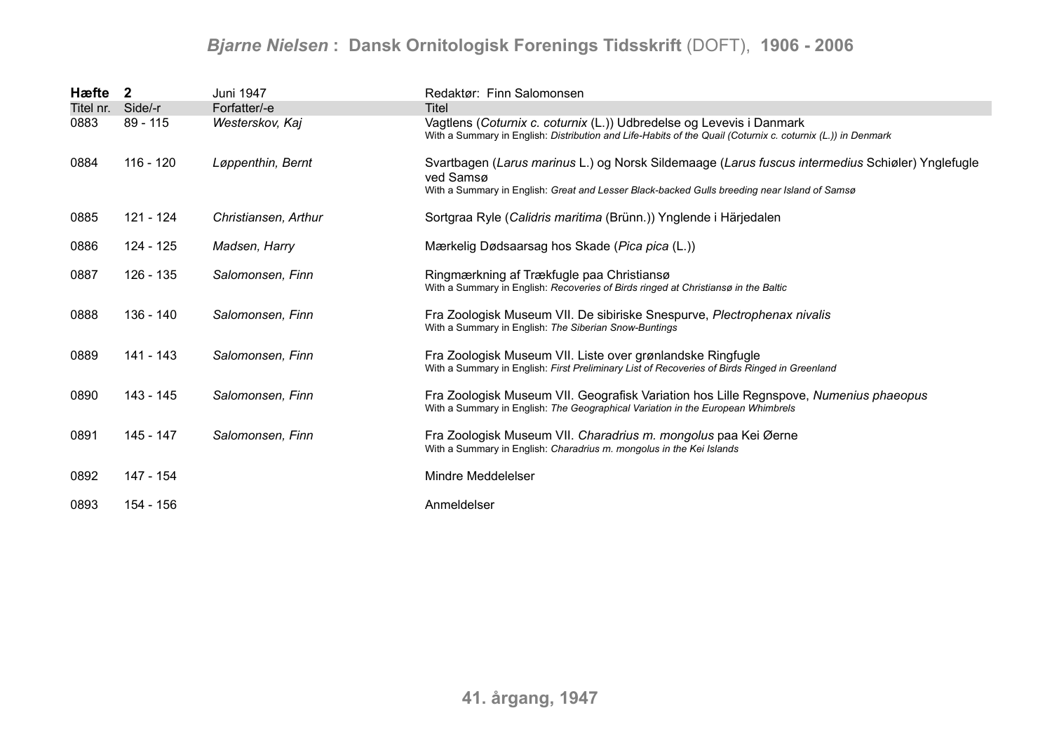| Hæfte | 2 | Juni 1947 | Redaktør: Finn Salomonsen |
|---|---|---|---|
| Titel nr. | Side/-r | Forfatter/-e | Titel |
| 0883 | 89 - 115 | *Westerskov, Kaj* | Vagtlens (*Coturnix c. coturnix* (L.)) Udbredelse og Levevis i Danmark<br>With a Summary in English: *Distribution and Life-Habits of the Quail (Coturnix c. coturnix (L.)) in Denmark* |
| 0884 | 116 - 120 | *Løppenthin, Bernt* | Svartbagen (*Larus marinus* L.) og Norsk Sildemaage (*Larus fuscus intermedius* Schiøler) Ynglefugle ved Samsø<br>With a Summary in English: *Great and Lesser Black-backed Gulls breeding near Island of Samsø* |
| 0885 | 121 - 124 | *Christiansen, Arthur* | Sortgraa Ryle (*Calidris maritima* (Brünn.)) Ynglende i Härjedalen |
| 0886 | 124 - 125 | *Madsen, Harry* | Mærkelig Dødsaarsag hos Skade (*Pica pica* (L.)) |
| 0887 | 126 - 135 | *Salomonsen, Finn* | Ringmærkning af Trækfugle paa Christiansø<br>With a Summary in English: *Recoveries of Birds ringed at Christiansø in the Baltic* |
| 0888 | 136 - 140 | *Salomonsen, Finn* | Fra Zoologisk Museum VII. De sibiriske Snespurve, *Plectrophenax nivalis*<br>With a Summary in English: *The Siberian Snow-Buntings* |
| 0889 | 141 - 143 | *Salomonsen, Finn* | Fra Zoologisk Museum VII. Liste over grønlandske Ringfugle<br>With a Summary in English: *First Preliminary List of Recoveries of Birds Ringed in Greenland* |
| 0890 | 143 - 145 | *Salomonsen, Finn* | Fra Zoologisk Museum VII. Geografisk Variation hos Lille Regnspove, *Numenius phaeopus*<br>With a Summary in English: *The Geographical Variation in the European Whimbrels* |
| 0891 | 145 - 147 | *Salomonsen, Finn* | Fra Zoologisk Museum VII. *Charadrius m. mongolus* paa Kei Øerne<br>With a Summary in English: *Charadrius m. mongolus in the Kei Islands* |
| 0892 | 147 - 154 | | Mindre Meddelelser |
| 0893 | 154 - 156 | | Anmeldelser |

**41. årgang, 1947**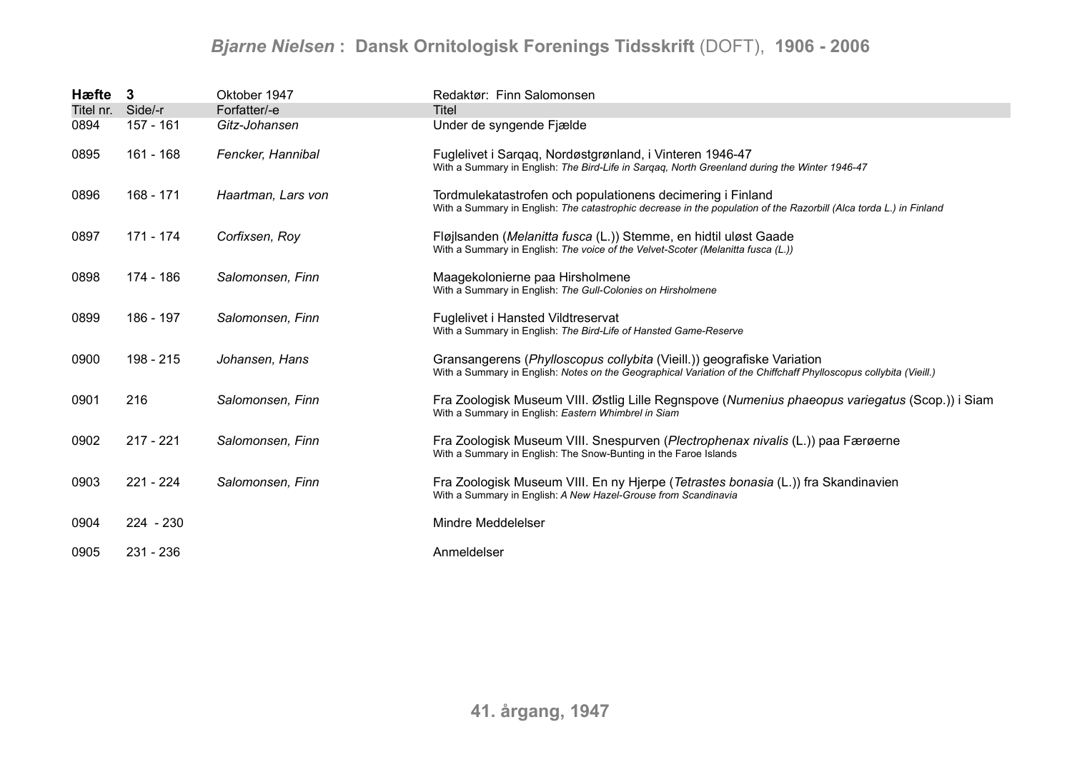| **Hæfte** | **3** | Oktober 1947 | Redaktør: Finn Salomonsen |
|---|---|---|---|
| Titel nr. | Side/-r | Forfatter/-e | Titel |
| 0894 | 157 - 161 | *Gitz-Johansen* | Under de syngende Fjælde |
| 0895 | 161 - 168 | *Fencker, Hannibal* | Fuglelivet i Sarqaq, Nordøstgrønland, i Vinteren 1946-47<br>With a Summary in English: *The Bird-Life in Sarqaq, North Greenland during the Winter 1946-47* |
| 0896 | 168 - 171 | *Haartman, Lars von* | Tordmulekatastrofen och populationens decimering i Finland<br>With a Summary in English: *The catastrophic decrease in the population of the Razorbill (Alca torda L.) in Finland* |
| 0897 | 171 - 174 | *Corfixsen, Roy* | Fløjlsanden (*Melanitta fusca* (L.)) Stemme, en hidtil uløst Gaade<br>With a Summary in English: *The voice of the Velvet-Scoter (Melanitta fusca (L.))* |
| 0898 | 174 - 186 | *Salomonsen, Finn* | Maagekolonierne paa Hirsholmene<br>With a Summary in English: *The Gull-Colonies on Hirsholmene* |
| 0899 | 186 - 197 | *Salomonsen, Finn* | Fuglelivet i Hansted Vildtreservat<br>With a Summary in English: *The Bird-Life of Hansted Game-Reserve* |
| 0900 | 198 - 215 | *Johansen, Hans* | Gransangerens (*Phylloscopus collybita* (Vieill.)) geografiske Variation<br>With a Summary in English: *Notes on the Geographical Variation of the Chiffchaff Phylloscopus collybita (Vieill.)* |
| 0901 | 216 | *Salomonsen, Finn* | Fra Zoologisk Museum VIII. Østlig Lille Regnspove (*Numenius phaeopus variegatus* (Scop.)) i Siam<br>With a Summary in English: *Eastern Whimbrel in Siam* |
| 0902 | 217 - 221 | *Salomonsen, Finn* | Fra Zoologisk Museum VIII. Snespurven (*Plectrophenax nivalis* (L.)) paa Færøerne<br>With a Summary in English: The Snow-Bunting in the Faroe Islands |
| 0903 | 221 - 224 | *Salomonsen, Finn* | Fra Zoologisk Museum VIII. En ny Hjerpe (*Tetrastes bonasia* (L.)) fra Skandinavien<br>With a Summary in English: *A New Hazel-Grouse from Scandinavia* |
| 0904 | 224 - 230 | | Mindre Meddelelser |
| 0905 | 231 - 236 | | Anmeldelser |

**41. årgang, 1947**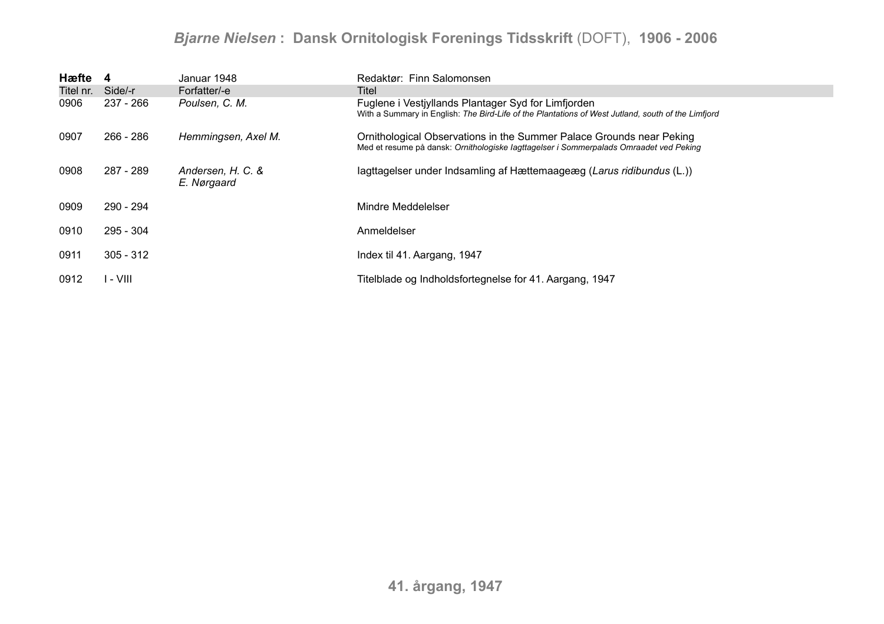| **Hæfte** | **4** | Januar 1948 | Redaktør: Finn Salomonsen |
|---|---|---|---|
| Titel nr. | Side/-r | Forfatter/-e | Titel |
| 0906 | 237 - 266 | *Poulsen, C. M.* | Fuglene i Vestjyllands Plantager Syd for Limfjorden<br>With a Summary in English: *The Bird-Life of the Plantations of West Jutland, south of the Limfjord* |
| 0907 | 266 - 286 | *Hemmingsen, Axel M.* | Ornithological Observations in the Summer Palace Grounds near Peking<br>Med et resume på dansk: *Ornithologiske Iagttagelser i Sommerpalads Omraadet ved Peking* |
| 0908 | 287 - 289 | *Andersen, H. C. & E. Nørgaard* | Iagttagelser under Indsamling af Hættemaageæg (*Larus ridibundus* (L.)) |
| 0909 | 290 - 294 | | Mindre Meddelelser |
| 0910 | 295 - 304 | | Anmeldelser |
| 0911 | 305 - 312 | | Index til 41. Aargang, 1947 |
| 0912 | I - VIII | | Titelblade og Indholdsfortegnelse for 41. Aargang, 1947 |